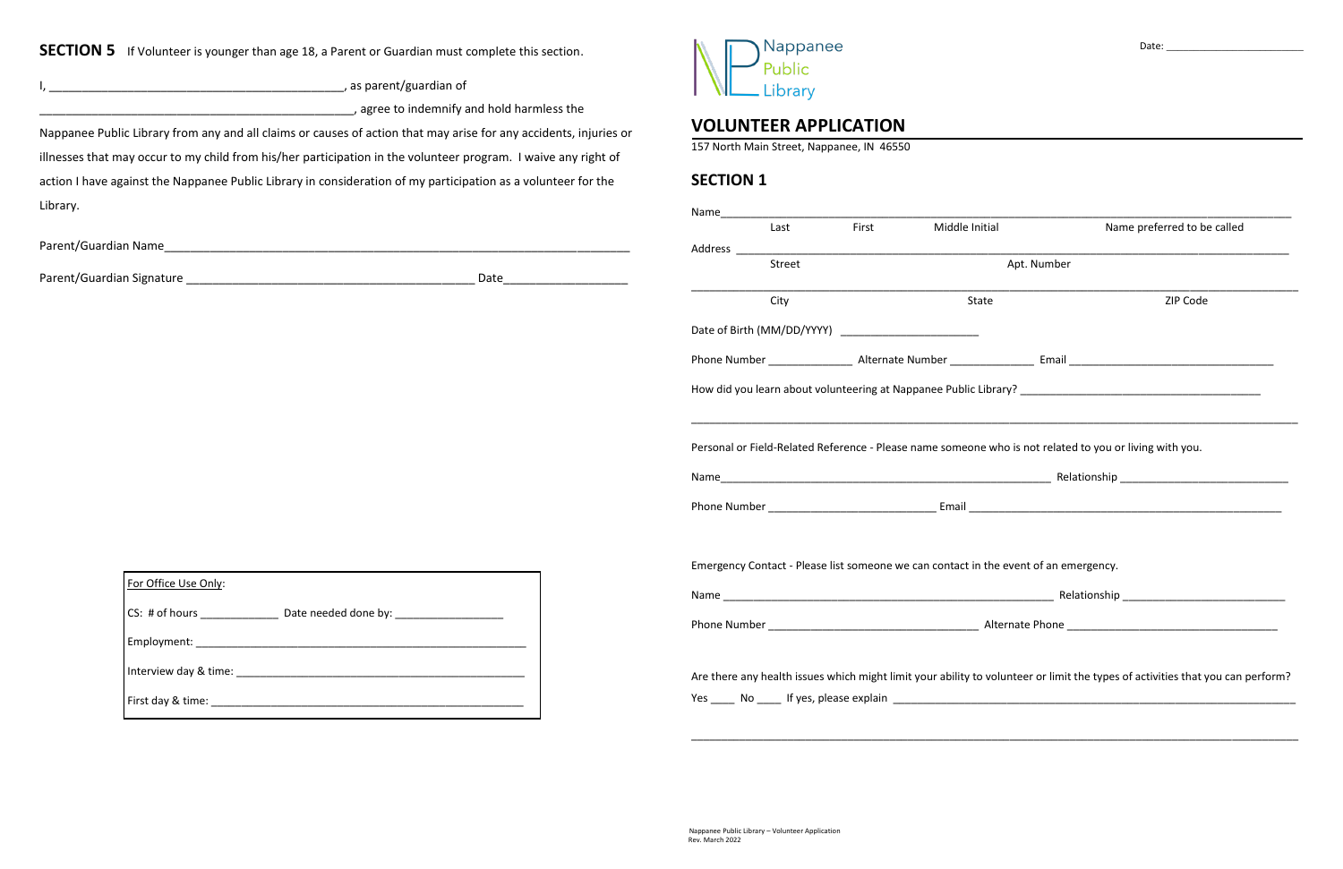## SECTION 5

If Volunteer is younger than age 18, a Parent or Guardian must complete this section.

I, ______________________________________________, as parent/guardian of

__________________________________________________, agree to indemnify and hold harmless the Nappanee Public Library from any and all claims or causes of action that may arise for any accidents, injuries or illnesses that may occur to my child from his/her participation in the volunteer program. I waive any right of action I have against the Nappanee Public Library in consideration of my participation as a volunteer for the Library.

Parent/Guardian Name__________________________________________________________________________

Parent/Guardian Signature ____________________________________________ Date___________________

| For Office Use Only: |
|---|
| CS: # of hours _____________ Date needed done by: __________________ |
| Employment: _______________________________________________________ |
| Interview day & time: _______________________________________________ |
| First day & time: ___________________________________________________ |

Nappanee Public Library

Date: ___________________________

# VOLUNTEER APPLICATION

157 North Main Street, Nappanee, IN 46550

## SECTION 1

Name___________________________________________________________________________________________
Last First Middle Initial Name preferred to be called

Address ________________________________________________________________________________________
Street Apt. Number

________________________________________________________________________________________________
City State ZIP Code

Date of Birth (MM/DD/YYYY) _______________________

Phone Number ______________ Alternate Number ______________ Email __________________________________

How did you learn about volunteering at Nappanee Public Library? _________________________________________

________________________________________________________________________________________________

Personal or Field-Related Reference - Please name someone who is not related to you or living with you.

Name______________________________________________________ Relationship ____________________________

Phone Number ___________________________ Email _____________________________________________________

Emergency Contact - Please list someone we can contact in the event of an emergency.

Name _____________________________________________________ Relationship ___________________________

Phone Number __________________________________ Alternate Phone __________________________________

Are there any health issues which might limit your ability to volunteer or limit the types of activities that you can perform?

Yes ____ No ____ If yes, please explain ___________________________________________________________________

________________________________________________________________________________________________

Nappanee Public Library – Volunteer Application
Rev. March 2022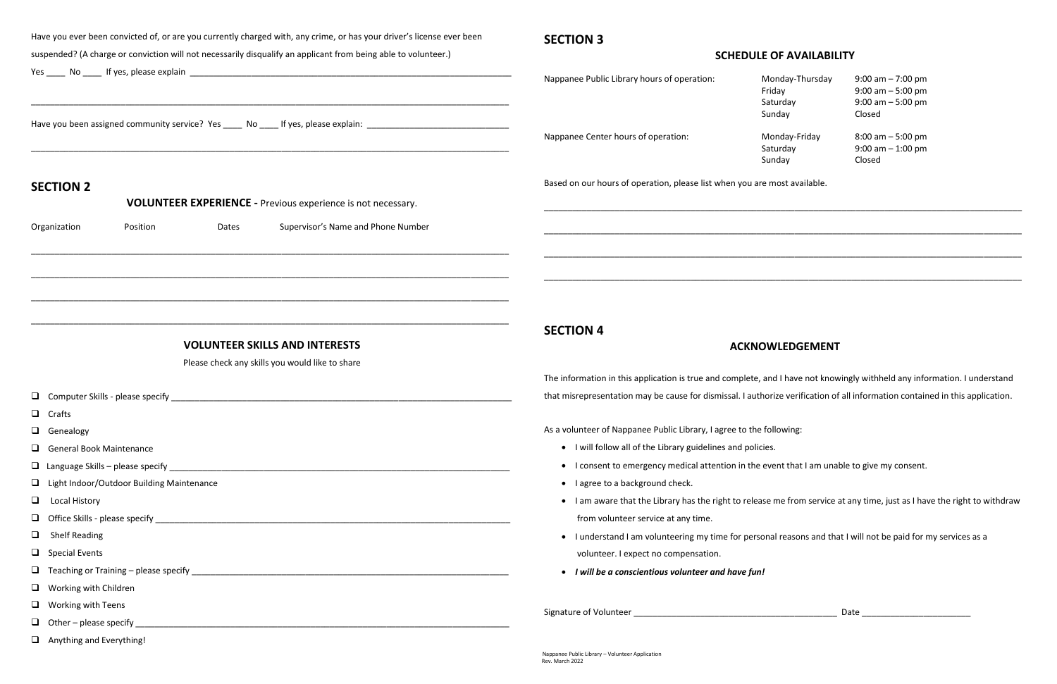Have you ever been convicted of, or are you currently charged with, any crime, or has your driver's license ever been suspended? (A charge or conviction will not necessarily disqualify an applicant from being able to volunteer.)

Yes ____ No ____ If yes, please explain ______________________________________________________________________

______________________________________________________________________________________________

Have you been assigned community service? Yes ____ No ____ If yes, please explain: ____________________________

______________________________________________________________________________________________

## SECTION 2

### VOLUNTEER EXPERIENCE - Previous experience is not necessary.

| Organization | Position | Dates | Supervisor's Name and Phone Number |
|---|---|---|---|
| | | | |
| | | | |
| | | | |
| | | | |

### VOLUNTEER SKILLS AND INTERESTS

Please check any skills you would like to share

- ☐ Computer Skills - please specify ______________________________________________________________
- ☐ Crafts
- ☐ Genealogy
- ☐ General Book Maintenance
- ☐ Language Skills – please specify ______________________________________________________________
- ☐ Light Indoor/Outdoor Building Maintenance
- ☐ Local History
- ☐ Office Skills - please specify ______________________________________________________________
- ☐ Shelf Reading
- ☐ Special Events
- ☐ Teaching or Training – please specify ______________________________________________________________
- ☐ Working with Children
- ☐ Working with Teens
- ☐ Other – please specify ______________________________________________________________
- ☐ Anything and Everything!

## SECTION 3

### SCHEDULE OF AVAILABILITY

| | | |
|---|---|---|
| Nappanee Public Library hours of operation: | Monday-Thursday | 9:00 am – 7:00 pm |
| | Friday | 9:00 am – 5:00 pm |
| | Saturday | 9:00 am – 5:00 pm |
| | Sunday | Closed |
| Nappanee Center hours of operation: | Monday-Friday | 8:00 am – 5:00 pm |
| | Saturday | 9:00 am – 1:00 pm |
| | Sunday | Closed |

Based on our hours of operation, please list when you are most available.

______________________________________________________________________________________________

______________________________________________________________________________________________

______________________________________________________________________________________________

______________________________________________________________________________________________

## SECTION 4

### ACKNOWLEDGEMENT

The information in this application is true and complete, and I have not knowingly withheld any information. I understand that misrepresentation may be cause for dismissal. I authorize verification of all information contained in this application.

As a volunteer of Nappanee Public Library, I agree to the following:

- I will follow all of the Library guidelines and policies.
- I consent to emergency medical attention in the event that I am unable to give my consent.
- I agree to a background check.
- I am aware that the Library has the right to release me from service at any time, just as I have the right to withdraw from volunteer service at any time.
- I understand I am volunteering my time for personal reasons and that I will not be paid for my services as a volunteer. I expect no compensation.
- ***I will be a conscientious volunteer and have fun!***

Signature of Volunteer ____________________________________________ Date ______________________

Nappanee Public Library – Volunteer Application
Rev. March 2022